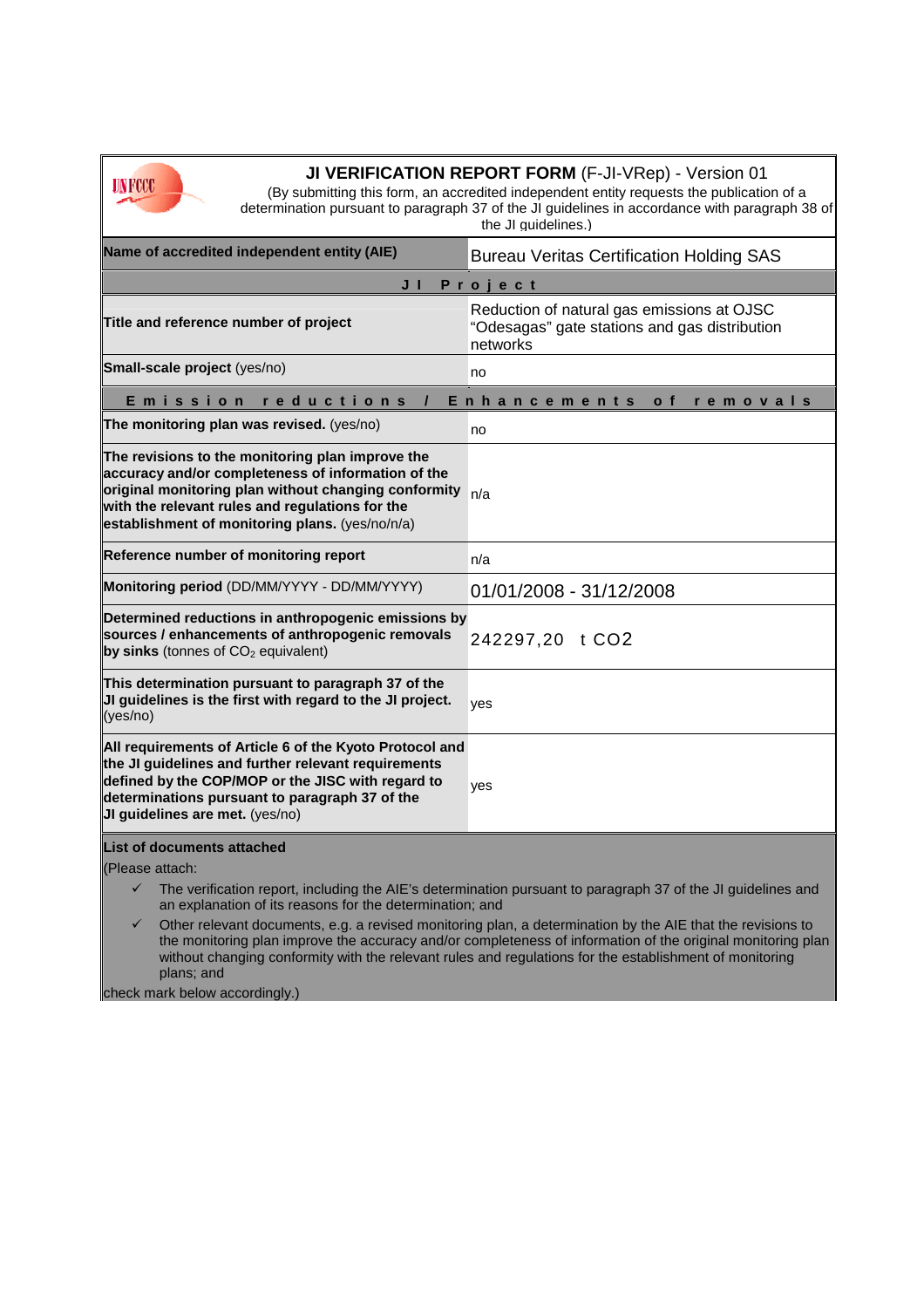# JI VERIFICATION REPORT FORM (F-JI-VRep) - Version 01

(By submitting this form, an accredited independent entity requests the publication of a determination pursuant to paragraph 37 of the JI guidelines in accordance with paragraph 38 of the JI guidelines.)

| | |
|---|---|
| **Name of accredited independent entity (AIE)** | Bureau Veritas Certification Holding SAS |
| **JI Project** | |
| **Title and reference number of project** | Reduction of natural gas emissions at OJSC “Odesagas” gate stations and gas distribution networks |
| **Small-scale project** (yes/no) | no |
| **Emission reductions / Enhancements of removals** | |
| **The monitoring plan was revised.** (yes/no) | no |
| **The revisions to the monitoring plan improve the accuracy and/or completeness of information of the original monitoring plan without changing conformity with the relevant rules and regulations for the establishment of monitoring plans.** (yes/no/n/a) | n/a |
| **Reference number of monitoring report** | n/a |
| **Monitoring period** (DD/MM/YYYY - DD/MM/YYYY) | 01/01/2008 - 31/12/2008 |
| **Determined reductions in anthropogenic emissions by sources / enhancements of anthropogenic removals by sinks** (tonnes of $CO_2$ equivalent) | 242297,20 t CO2 |
| **This determination pursuant to paragraph 37 of the JI guidelines is the first with regard to the JI project.** (yes/no) | yes |
| **All requirements of Article 6 of the Kyoto Protocol and the JI guidelines and further relevant requirements defined by the COP/MOP or the JISC with regard to determinations pursuant to paragraph 37 of the JI guidelines are met.** (yes/no) | yes |

**List of documents attached**

(Please attach:

- ✓ The verification report, including the AIE’s determination pursuant to paragraph 37 of the JI guidelines and an explanation of its reasons for the determination; and
- ✓ Other relevant documents, e.g. a revised monitoring plan, a determination by the AIE that the revisions to the monitoring plan improve the accuracy and/or completeness of information of the original monitoring plan without changing conformity with the relevant rules and regulations for the establishment of monitoring plans; and

check mark below accordingly.)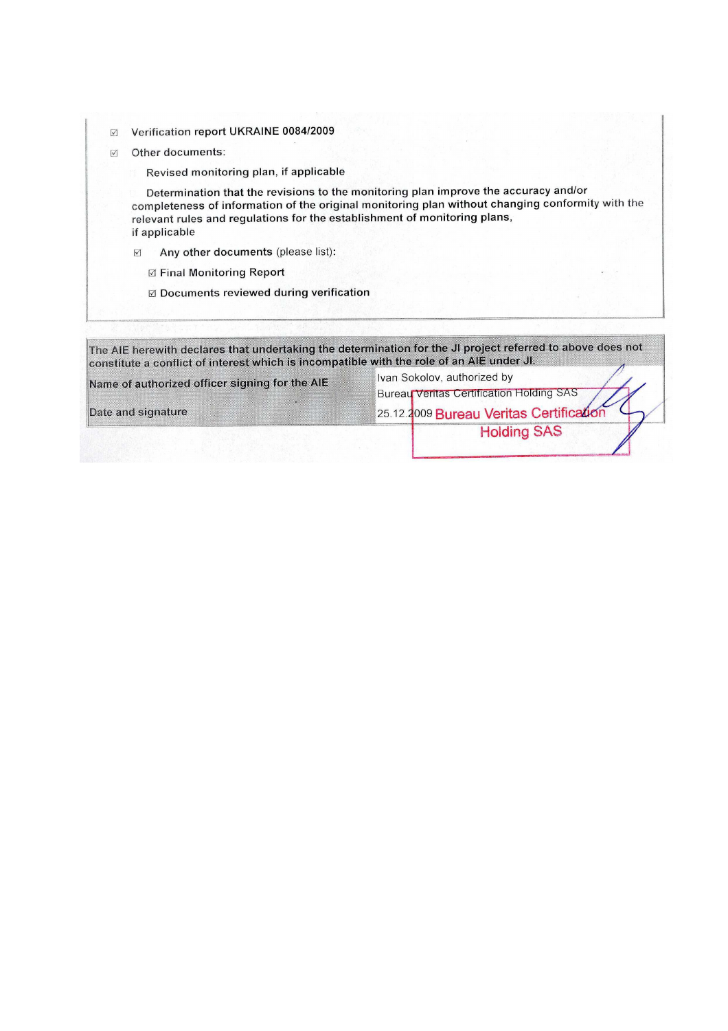☑ Verification report UKRAINE 0084/2009

☑ Other documents:

Revised monitoring plan, if applicable

Determination that the revisions to the monitoring plan improve the accuracy and/or completeness of information of the original monitoring plan without changing conformity with the relevant rules and regulations for the establishment of monitoring plans, if applicable

☑ Any other documents (please list):

☑ Final Monitoring Report

☑ Documents reviewed during verification

| | |
|---|---|
| The AIE herewith declares that undertaking the determination for the JI project referred to above does not constitute a conflict of interest which is incompatible with the role of an AIE under JI. | |
| Name of authorized officer signing for the AIE | Ivan Sokolov, authorized by Bureau Veritas Certification Holding SAS |
| Date and signature | 25.12.2009 Bureau Veritas Certification Holding SAS |